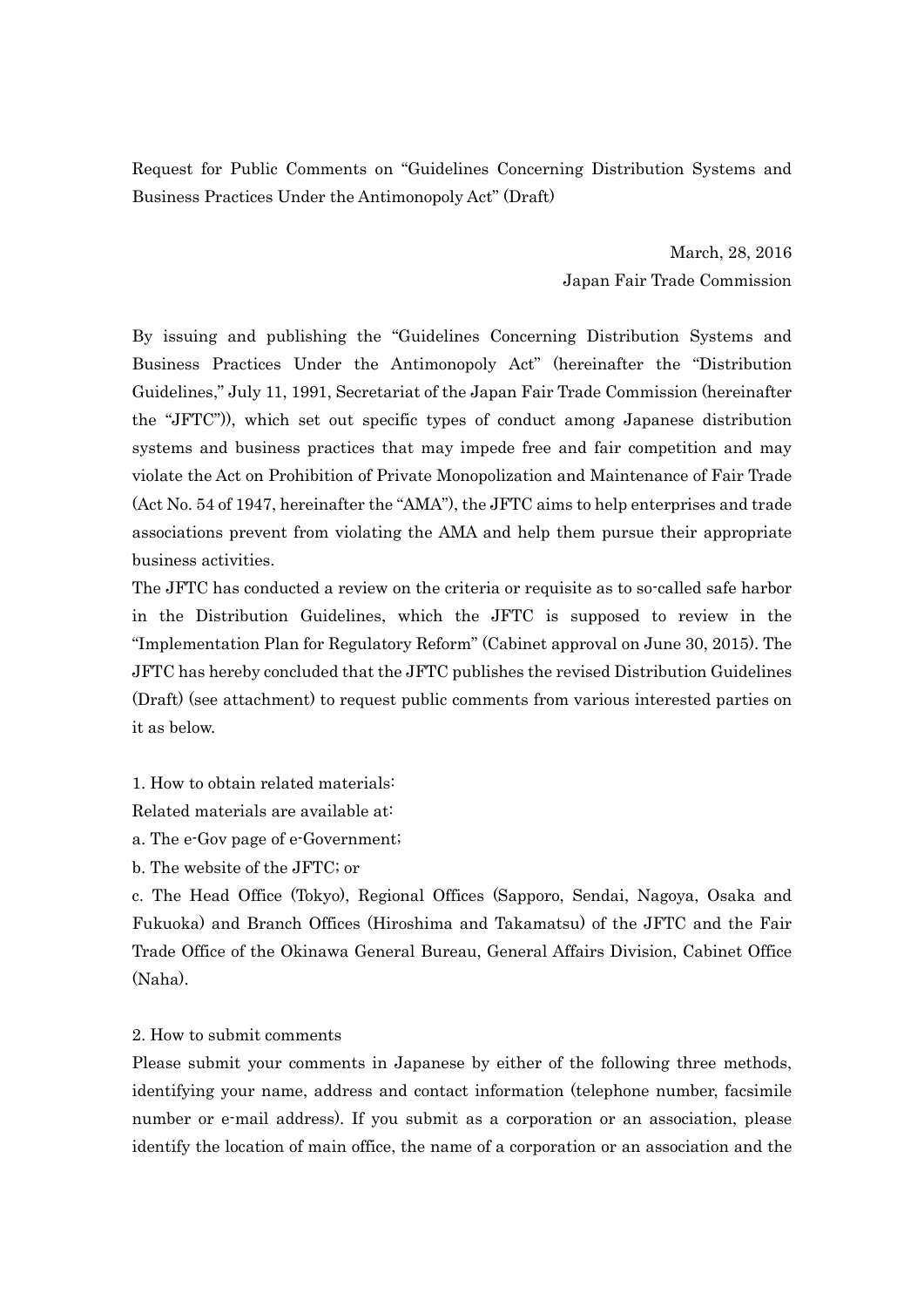Request for Public Comments on "Guidelines Concerning Distribution Systems and Business Practices Under the Antimonopoly Act" (Draft)

March, 28, 2016
Japan Fair Trade Commission

By issuing and publishing the "Guidelines Concerning Distribution Systems and Business Practices Under the Antimonopoly Act" (hereinafter the "Distribution Guidelines," July 11, 1991, Secretariat of the Japan Fair Trade Commission (hereinafter the "JFTC")), which set out specific types of conduct among Japanese distribution systems and business practices that may impede free and fair competition and may violate the Act on Prohibition of Private Monopolization and Maintenance of Fair Trade (Act No. 54 of 1947, hereinafter the "AMA"), the JFTC aims to help enterprises and trade associations prevent from violating the AMA and help them pursue their appropriate business activities.

The JFTC has conducted a review on the criteria or requisite as to so-called safe harbor in the Distribution Guidelines, which the JFTC is supposed to review in the "Implementation Plan for Regulatory Reform" (Cabinet approval on June 30, 2015). The JFTC has hereby concluded that the JFTC publishes the revised Distribution Guidelines (Draft) (see attachment) to request public comments from various interested parties on it as below.

1. How to obtain related materials:

Related materials are available at:

a. The e-Gov page of e-Government;

b. The website of the JFTC; or

c. The Head Office (Tokyo), Regional Offices (Sapporo, Sendai, Nagoya, Osaka and Fukuoka) and Branch Offices (Hiroshima and Takamatsu) of the JFTC and the Fair Trade Office of the Okinawa General Bureau, General Affairs Division, Cabinet Office (Naha).

2. How to submit comments

Please submit your comments in Japanese by either of the following three methods, identifying your name, address and contact information (telephone number, facsimile number or e-mail address). If you submit as a corporation or an association, please identify the location of main office, the name of a corporation or an association and the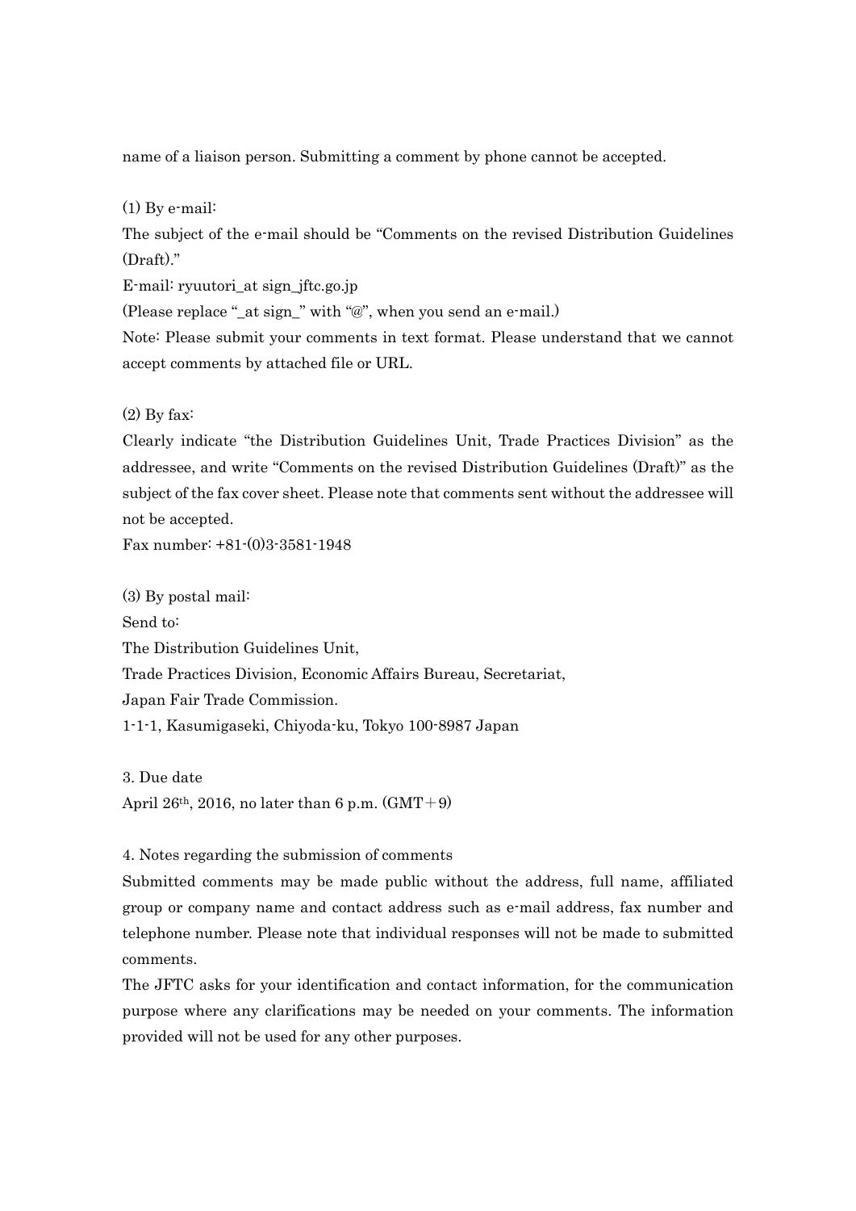name of a liaison person. Submitting a comment by phone cannot be accepted.

(1) By e-mail:

The subject of the e-mail should be "Comments on the revised Distribution Guidelines (Draft)."

E-mail: ryuutori_at sign_jftc.go.jp

(Please replace "_at sign_" with "@", when you send an e-mail.)

Note: Please submit your comments in text format. Please understand that we cannot accept comments by attached file or URL.

(2) By fax:

Clearly indicate "the Distribution Guidelines Unit, Trade Practices Division" as the addressee, and write "Comments on the revised Distribution Guidelines (Draft)" as the subject of the fax cover sheet. Please note that comments sent without the addressee will not be accepted.

Fax number: +81-(0)3-3581-1948

(3) By postal mail:

Send to:

The Distribution Guidelines Unit,

Trade Practices Division, Economic Affairs Bureau, Secretariat,

Japan Fair Trade Commission.

1-1-1, Kasumigaseki, Chiyoda-ku, Tokyo 100-8987 Japan

3. Due date

April 26th, 2016, no later than 6 p.m. (GMT＋9)

4. Notes regarding the submission of comments

Submitted comments may be made public without the address, full name, affiliated group or company name and contact address such as e-mail address, fax number and telephone number. Please note that individual responses will not be made to submitted comments.

The JFTC asks for your identification and contact information, for the communication purpose where any clarifications may be needed on your comments. The information provided will not be used for any other purposes.